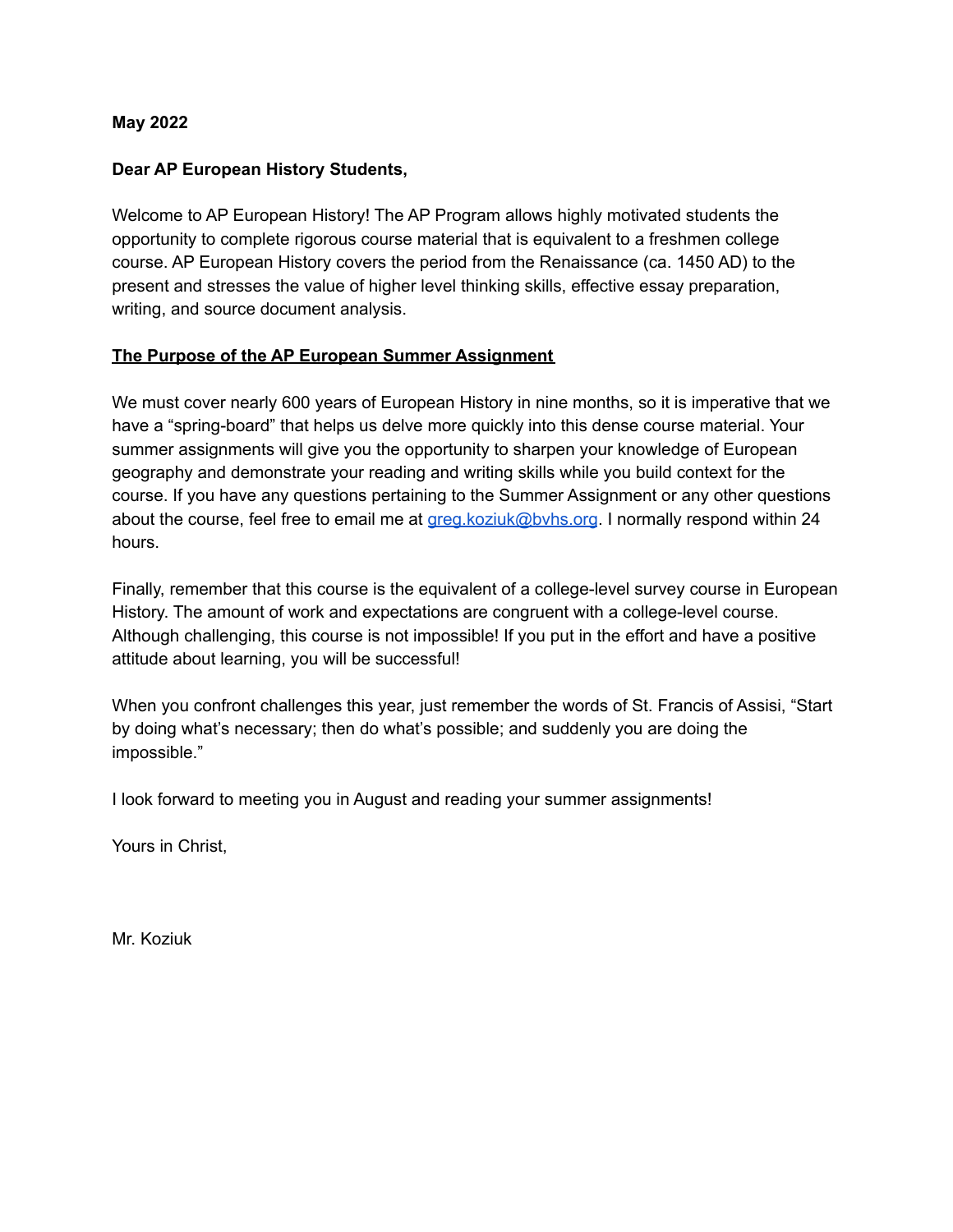**May 2022**

**Dear AP European History Students,**

Welcome to AP European History! The AP Program allows highly motivated students the opportunity to complete rigorous course material that is equivalent to a freshmen college course. AP European History covers the period from the Renaissance (ca. 1450 AD) to the present and stresses the value of higher level thinking skills, effective essay preparation, writing, and source document analysis.

**<u>The Purpose of the AP European Summer Assignment</u>**

We must cover nearly 600 years of European History in nine months, so it is imperative that we have a "spring-board" that helps us delve more quickly into this dense course material. Your summer assignments will give you the opportunity to sharpen your knowledge of European geography and demonstrate your reading and writing skills while you build context for the course. If you have any questions pertaining to the Summer Assignment or any other questions about the course, feel free to email me at [greg.koziuk@bvhs.org](mailto:greg.koziuk@bvhs.org). I normally respond within 24 hours.

Finally, remember that this course is the equivalent of a college-level survey course in European History. The amount of work and expectations are congruent with a college-level course. Although challenging, this course is not impossible! If you put in the effort and have a positive attitude about learning, you will be successful!

When you confront challenges this year, just remember the words of St. Francis of Assisi, "Start by doing what's necessary; then do what's possible; and suddenly you are doing the impossible."

I look forward to meeting you in August and reading your summer assignments!

Yours in Christ,

Mr. Koziuk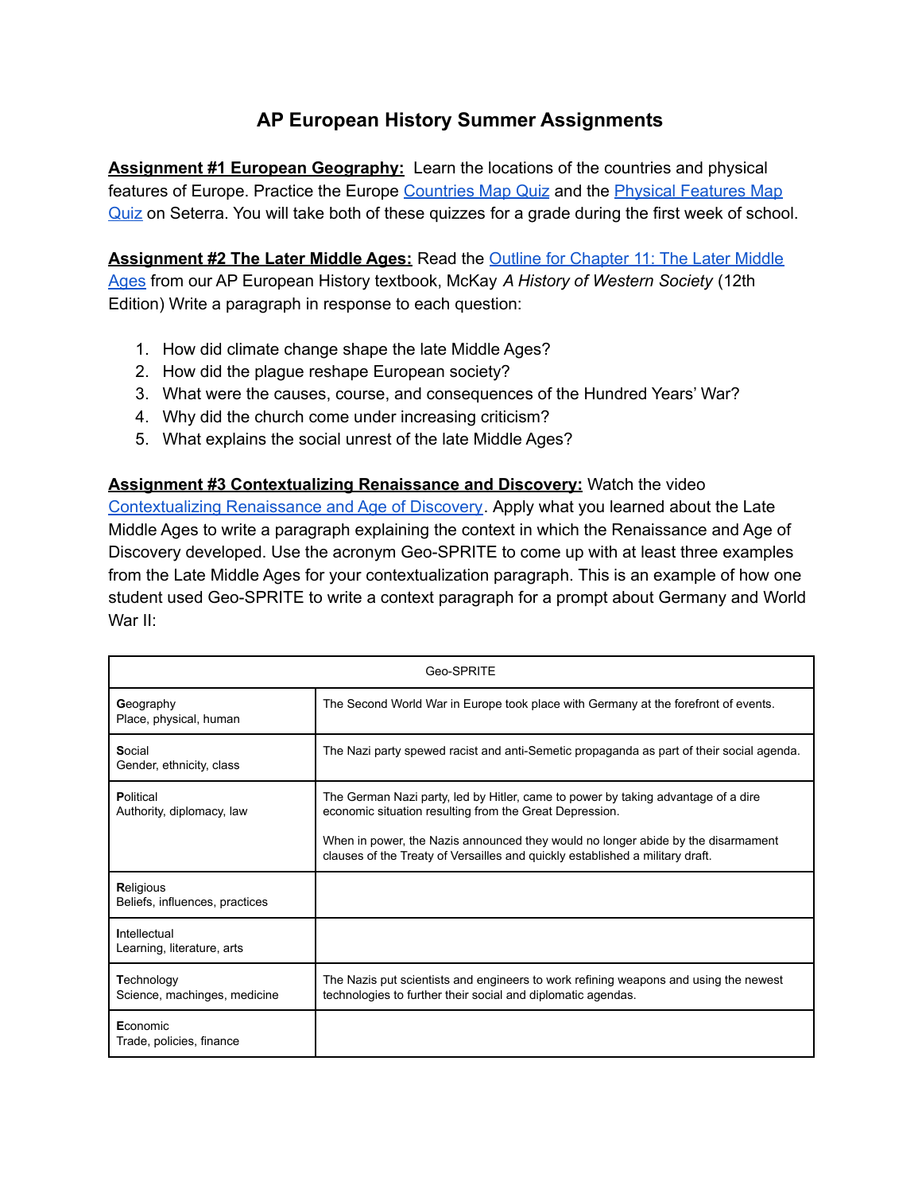# AP European History Summer Assignments

**Assignment #1 European Geography:** Learn the locations of the countries and physical features of Europe. Practice the Europe Countries Map Quiz and the Physical Features Map Quiz on Seterra. You will take both of these quizzes for a grade during the first week of school.

**Assignment #2 The Later Middle Ages:** Read the Outline for Chapter 11: The Later Middle Ages from our AP European History textbook, McKay *A History of Western Society* (12th Edition) Write a paragraph in response to each question:

1. How did climate change shape the late Middle Ages?
2. How did the plague reshape European society?
3. What were the causes, course, and consequences of the Hundred Years' War?
4. Why did the church come under increasing criticism?
5. What explains the social unrest of the late Middle Ages?

**Assignment #3 Contextualizing Renaissance and Discovery:** Watch the video Contextualizing Renaissance and Age of Discovery. Apply what you learned about the Late Middle Ages to write a paragraph explaining the context in which the Renaissance and Age of Discovery developed. Use the acronym Geo-SPRITE to come up with at least three examples from the Late Middle Ages for your contextualization paragraph. This is an example of how one student used Geo-SPRITE to write a context paragraph for a prompt about Germany and World War II:

| Geo-SPRITE | |
|---|---|
| **G**eography<br>Place, physical, human | The Second World War in Europe took place with Germany at the forefront of events. |
| **S**ocial<br>Gender, ethnicity, class | The Nazi party spewed racist and anti-Semetic propaganda as part of their social agenda. |
| **P**olitical<br>Authority, diplomacy, law | The German Nazi party, led by Hitler, came to power by taking advantage of a dire economic situation resulting from the Great Depression.<br><br>When in power, the Nazis announced they would no longer abide by the disarmament clauses of the Treaty of Versailles and quickly established a military draft. |
| **R**eligious<br>Beliefs, influences, practices | |
| **I**ntellectual<br>Learning, literature, arts | |
| **T**echnology<br>Science, machinges, medicine | The Nazis put scientists and engineers to work refining weapons and using the newest technologies to further their social and diplomatic agendas. |
| **E**conomic<br>Trade, policies, finance | |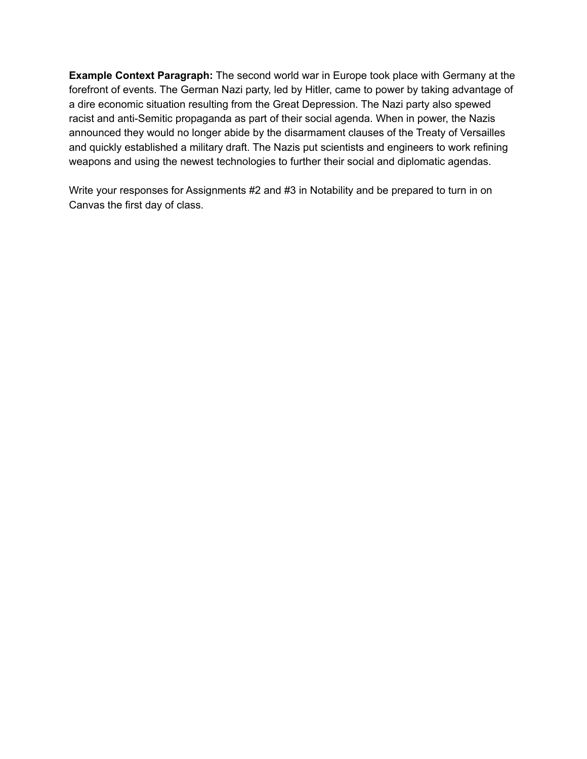**Example Context Paragraph:** The second world war in Europe took place with Germany at the forefront of events. The German Nazi party, led by Hitler, came to power by taking advantage of a dire economic situation resulting from the Great Depression. The Nazi party also spewed racist and anti-Semitic propaganda as part of their social agenda. When in power, the Nazis announced they would no longer abide by the disarmament clauses of the Treaty of Versailles and quickly established a military draft. The Nazis put scientists and engineers to work refining weapons and using the newest technologies to further their social and diplomatic agendas.

Write your responses for Assignments #2 and #3 in Notability and be prepared to turn in on Canvas the first day of class.